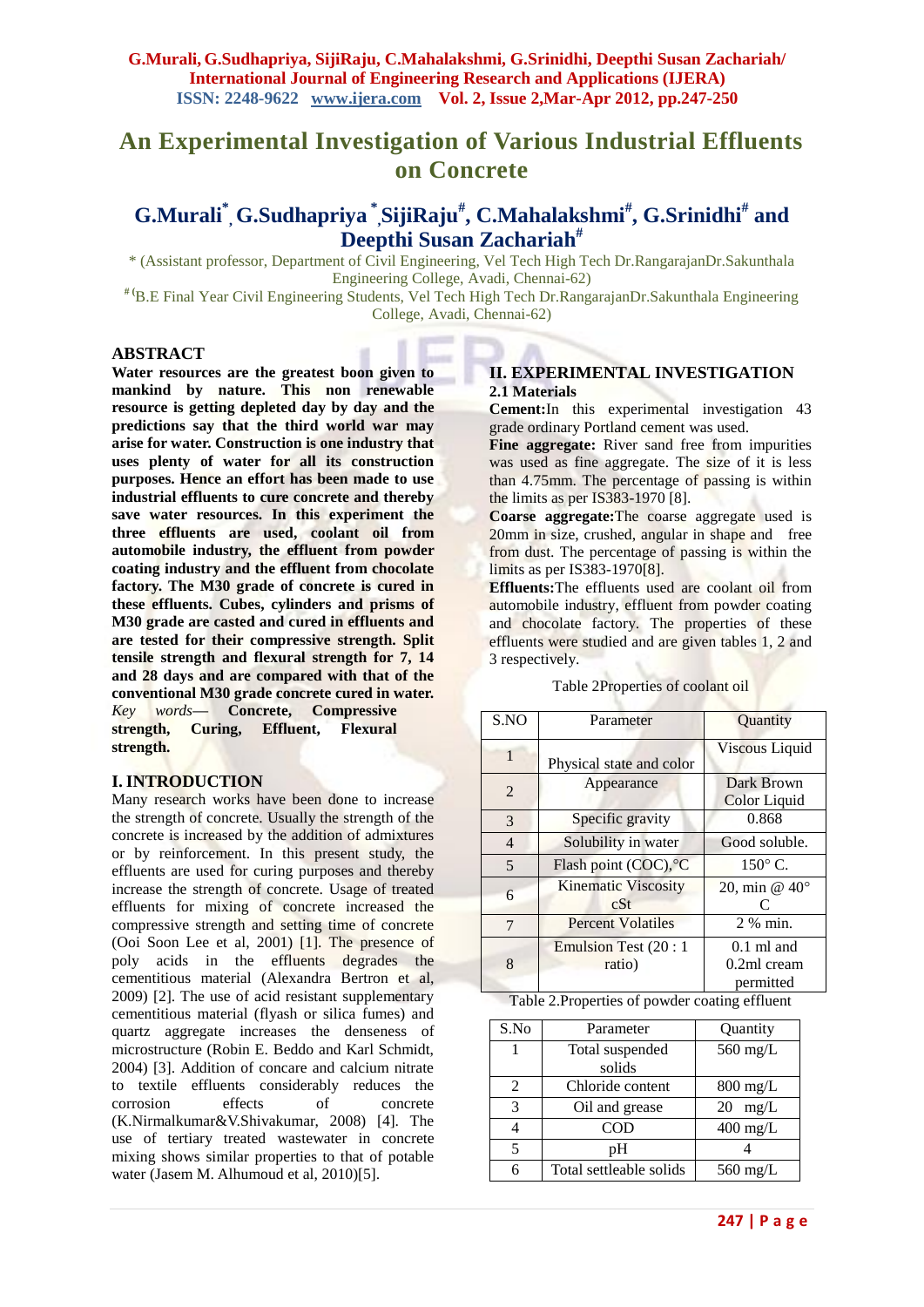# An Experimental Investigation of Various Industrial Effluents on Concrete

## G.Murali*, G.Sudhapriya*, SijiRaju#, C.Mahalakshmi#, G.Srinidhi# and Deepthi Susan Zachariah#

\* (Assistant professor, Department of Civil Engineering, Vel Tech High Tech Dr.RangarajanDr.Sakunthala Engineering College, Avadi, Chennai-62)

# (B.E Final Year Civil Engineering Students, Vel Tech High Tech Dr.RangarajanDr.Sakunthala Engineering College, Avadi, Chennai-62)

### ABSTRACT

**Water resources are the greatest boon given to mankind by nature. This non renewable resource is getting depleted day by day and the predictions say that the third world war may arise for water. Construction is one industry that uses plenty of water for all its construction purposes. Hence an effort has been made to use industrial effluents to cure concrete and thereby save water resources. In this experiment the three effluents are used, coolant oil from automobile industry, the effluent from powder coating industry and the effluent from chocolate factory. The M30 grade of concrete is cured in these effluents. Cubes, cylinders and prisms of M30 grade are casted and cured in effluents and are tested for their compressive strength. Split tensile strength and flexural strength for 7, 14 and 28 days and are compared with that of the conventional M30 grade concrete cured in water.**

*Key words*— **Concrete, Compressive strength, Curing, Effluent, Flexural strength.**

### I. INTRODUCTION

Many research works have been done to increase the strength of concrete. Usually the strength of the concrete is increased by the addition of admixtures or by reinforcement. In this present study, the effluents are used for curing purposes and thereby increase the strength of concrete. Usage of treated effluents for mixing of concrete increased the compressive strength and setting time of concrete (Ooi Soon Lee et al, 2001) [1]. The presence of poly acids in the effluents degrades the cementitious material (Alexandra Bertron et al, 2009) [2]. The use of acid resistant supplementary cementitious material (flyash or silica fumes) and quartz aggregate increases the denseness of microstructure (Robin E. Beddo and Karl Schmidt, 2004) [3]. Addition of concare and calcium nitrate to textile effluents considerably reduces the corrosion effects of concrete (K.Nirmalkumar&V.Shivakumar, 2008) [4]. The use of tertiary treated wastewater in concrete mixing shows similar properties to that of potable water (Jasem M. Alhumoud et al, 2010)[5].

### II. EXPERIMENTAL INVESTIGATION

#### 2.1 Materials

**Cement:** In this experimental investigation 43 grade ordinary Portland cement was used.

**Fine aggregate:** River sand free from impurities was used as fine aggregate. The size of it is less than 4.75mm. The percentage of passing is within the limits as per IS383-1970 [8].

**Coarse aggregate:** The coarse aggregate used is 20mm in size, crushed, angular in shape and free from dust. The percentage of passing is within the limits as per IS383-1970[8].

**Effluents:** The effluents used are coolant oil from automobile industry, effluent from powder coating and chocolate factory. The properties of these effluents were studied and are given tables 1, 2 and 3 respectively.

Table 2Properties of coolant oil

| S.NO | Parameter | Quantity |
|---|---|---|
| 1 | Physical state and color | Viscous Liquid |
| 2 | Appearance | Dark Brown Color Liquid |
| 3 | Specific gravity | 0.868 |
| 4 | Solubility in water | Good soluble. |
| 5 | Flash point (COC),°C | 150° C. |
| 6 | Kinematic Viscosity cSt | 20, min @ 40° C |
| 7 | Percent Volatiles | 2 % min. |
| 8 | Emulsion Test (20 : 1 ratio) | 0.1 ml and 0.2ml cream permitted |

Table 2.Properties of powder coating effluent

| S.No | Parameter | Quantity |
|---|---|---|
| 1 | Total suspended solids | 560 mg/L |
| 2 | Chloride content | 800 mg/L |
| 3 | Oil and grease | 20 mg/L |
| 4 | COD | 400 mg/L |
| 5 | pH | 4 |
| 6 | Total settleable solids | 560 mg/L |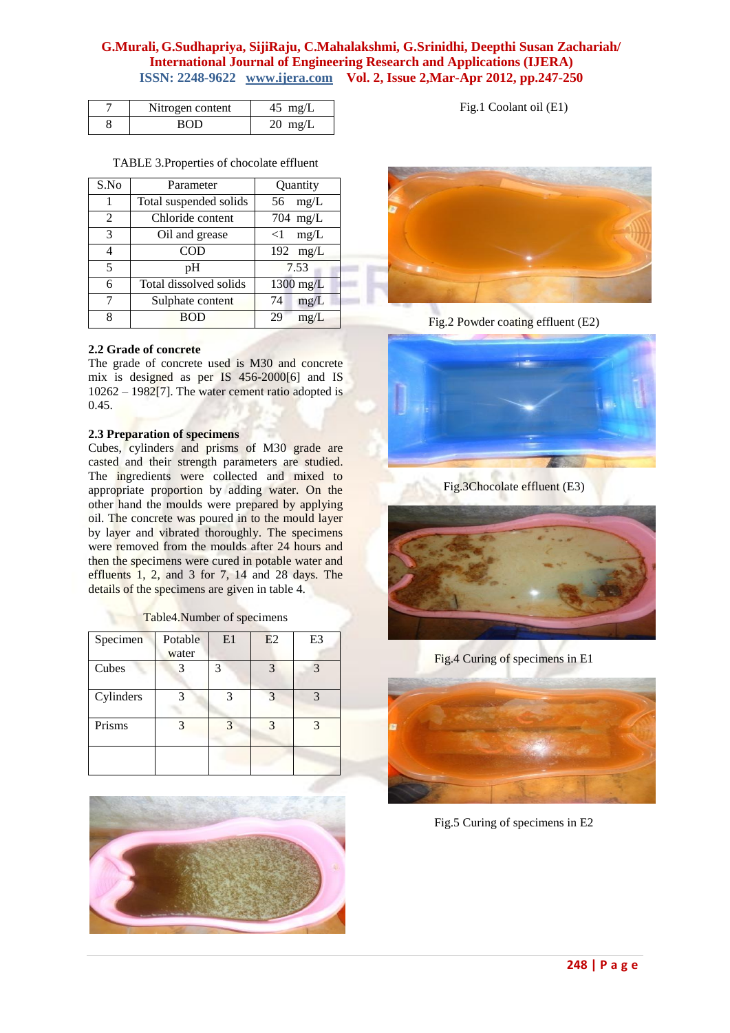| 7 | Nitrogen content | 45 mg/L |
|---|---|---|
| 8 | BOD | 20 mg/L |

TABLE 3.Properties of chocolate effluent

| S.No | Parameter | Quantity |
|---|---|---|
| 1 | Total suspended solids | 56 mg/L |
| 2 | Chloride content | 704 mg/L |
| 3 | Oil and grease | <1 mg/L |
| 4 | COD | 192 mg/L |
| 5 | pH | 7.53 |
| 6 | Total dissolved solids | 1300 mg/L |
| 7 | Sulphate content | 74 mg/L |
| 8 | BOD | 29 mg/L |

### 2.2 Grade of concrete

The grade of concrete used is M30 and concrete mix is designed as per IS 456-2000[6] and IS 10262 – 1982[7]. The water cement ratio adopted is 0.45.

### 2.3 Preparation of specimens

Cubes, cylinders and prisms of M30 grade are casted and their strength parameters are studied. The ingredients were collected and mixed to appropriate proportion by adding water. On the other hand the moulds were prepared by applying oil. The concrete was poured in to the mould layer by layer and vibrated thoroughly. The specimens were removed from the moulds after 24 hours and then the specimens were cured in potable water and effluents 1, 2, and 3 for 7, 14 and 28 days. The details of the specimens are given in table 4.

Table4.Number of specimens

| Specimen | Potable water | E1 | E2 | E3 |
|---|---|---|---|---|
| Cubes | 3 | 3 | 3 | 3 |
| Cylinders | 3 | 3 | 3 | 3 |
| Prisms | 3 | 3 | 3 | 3 |
| | | | | |

Fig.1 Coolant oil (E1)

Fig.2 Powder coating effluent (E2)

Fig.3Chocolate effluent (E3)

Fig.4 Curing of specimens in E1

Fig.5 Curing of specimens in E2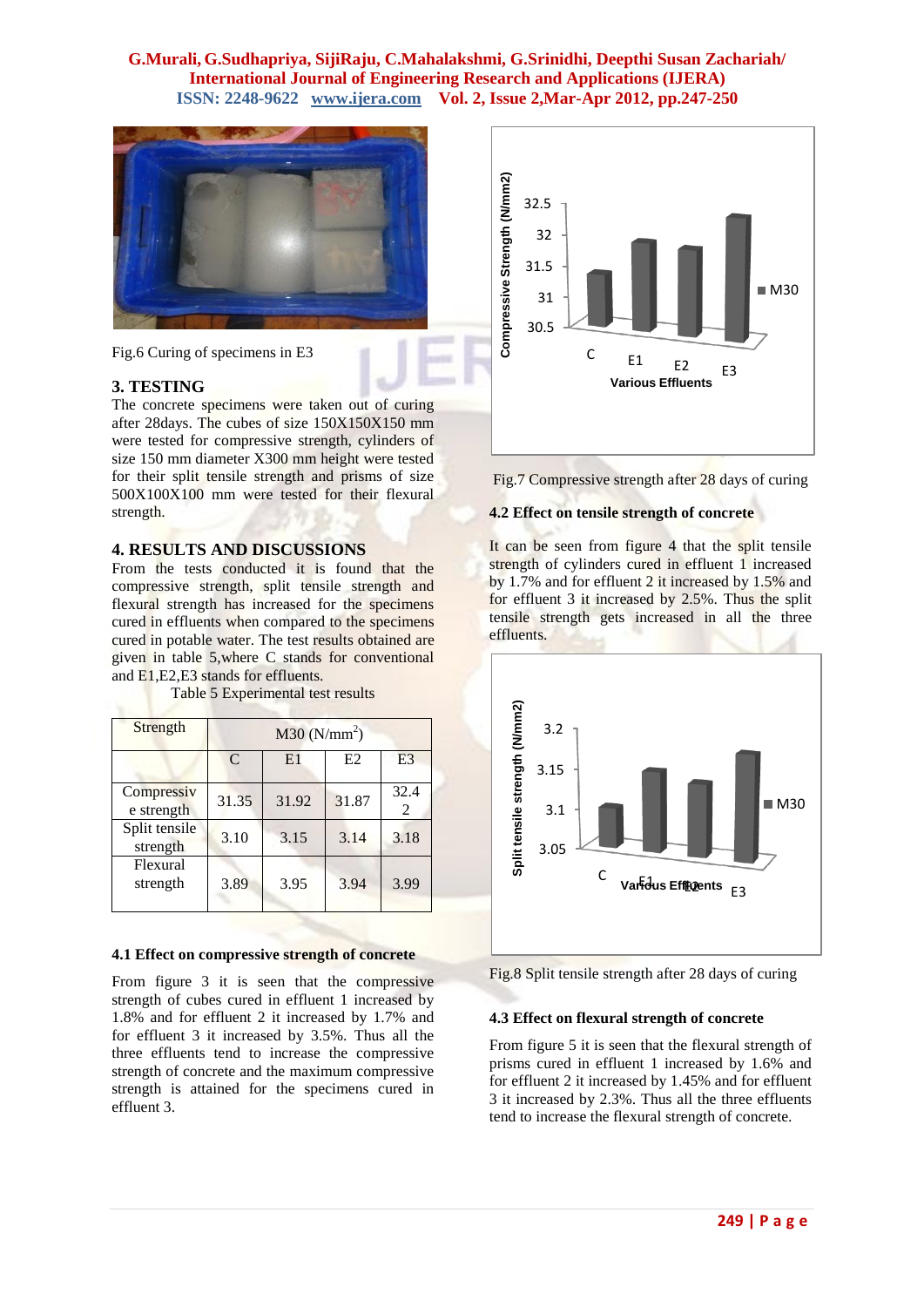Fig.6 Curing of specimens in E3

## 3. TESTING

The concrete specimens were taken out of curing after 28days. The cubes of size 150X150X150 mm were tested for compressive strength, cylinders of size 150 mm diameter X300 mm height were tested for their split tensile strength and prisms of size 500X100X100 mm were tested for their flexural strength.

## 4. RESULTS AND DISCUSSIONS

From the tests conducted it is found that the compressive strength, split tensile strength and flexural strength has increased for the specimens cured in effluents when compared to the specimens cured in potable water. The test results obtained are given in table 5,where C stands for conventional and E1,E2,E3 stands for effluents.

Table 5 Experimental test results

| Strength | M30 (N/mm$^2$) | | | |
|---|---|---|---|---|
| | C | E1 | E2 | E3 |
| Compressive strength | 31.35 | 31.92 | 31.87 | 32.42 |
| Split tensile strength | 3.10 | 3.15 | 3.14 | 3.18 |
| Flexural strength | 3.89 | 3.95 | 3.94 | 3.99 |

### 4.1 Effect on compressive strength of concrete

From figure 3 it is seen that the compressive strength of cubes cured in effluent 1 increased by 1.8% and for effluent 2 it increased by 1.7% and for effluent 3 it increased by 3.5%. Thus all the three effluents tend to increase the compressive strength of concrete and the maximum compressive strength is attained for the specimens cured in effluent 3.

Fig.7 Compressive strength after 28 days of curing

### 4.2 Effect on tensile strength of concrete

It can be seen from figure 4 that the split tensile strength of cylinders cured in effluent 1 increased by 1.7% and for effluent 2 it increased by 1.5% and for effluent 3 it increased by 2.5%. Thus the split tensile strength gets increased in all the three effluents.

Fig.8 Split tensile strength after 28 days of curing

### 4.3 Effect on flexural strength of concrete

From figure 5 it is seen that the flexural strength of prisms cured in effluent 1 increased by 1.6% and for effluent 2 it increased by 1.45% and for effluent 3 it increased by 2.3%. Thus all the three effluents tend to increase the flexural strength of concrete.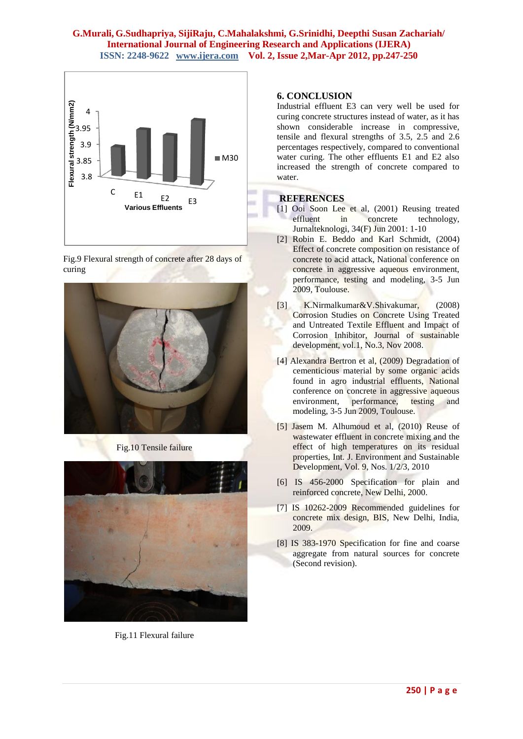Flexural strength (N/mm2)

4

3.95

3.9

3.85

3.8

C

E1

E2

E3

Various Effluents

M30

Fig.9 Flexural strength of concrete after 28 days of curing

Fig.10 Tensile failure

Fig.11 Flexural failure

## 6. CONCLUSION

Industrial effluent E3 can very well be used for curing concrete structures instead of water, as it has shown considerable increase in compressive, tensile and flexural strengths of 3.5, 2.5 and 2.6 percentages respectively, compared to conventional water curing. The other effluents E1 and E2 also increased the strength of concrete compared to water.

## REFERENCES

[1] Ooi Soon Lee et al, (2001) Reusing treated effluent in concrete technology, Jurnalteknologi, 34(F) Jun 2001: 1-10

[2] Robin E. Beddo and Karl Schmidt, (2004) Effect of concrete composition on resistance of concrete to acid attack, National conference on concrete in aggressive aqueous environment, performance, testing and modeling, 3-5 Jun 2009, Toulouse.

[3] K.Nirmalkumar&V.Shivakumar, (2008) Corrosion Studies on Concrete Using Treated and Untreated Textile Effluent and Impact of Corrosion Inhibitor, Journal of sustainable development, vol.1, No.3, Nov 2008.

[4] Alexandra Bertron et al, (2009) Degradation of cementicious material by some organic acids found in agro industrial effluents, National conference on concrete in aggressive aqueous environment, performance, testing and modeling, 3-5 Jun 2009, Toulouse.

[5] Jasem M. Alhumoud et al, (2010) Reuse of wastewater effluent in concrete mixing and the effect of high temperatures on its residual properties, Int. J. Environment and Sustainable Development, Vol. 9, Nos. 1/2/3, 2010

[6] IS 456-2000 Specification for plain and reinforced concrete, New Delhi, 2000.

[7] IS 10262-2009 Recommended guidelines for concrete mix design, BIS, New Delhi, India, 2009.

[8] IS 383-1970 Specification for fine and coarse aggregate from natural sources for concrete (Second revision).